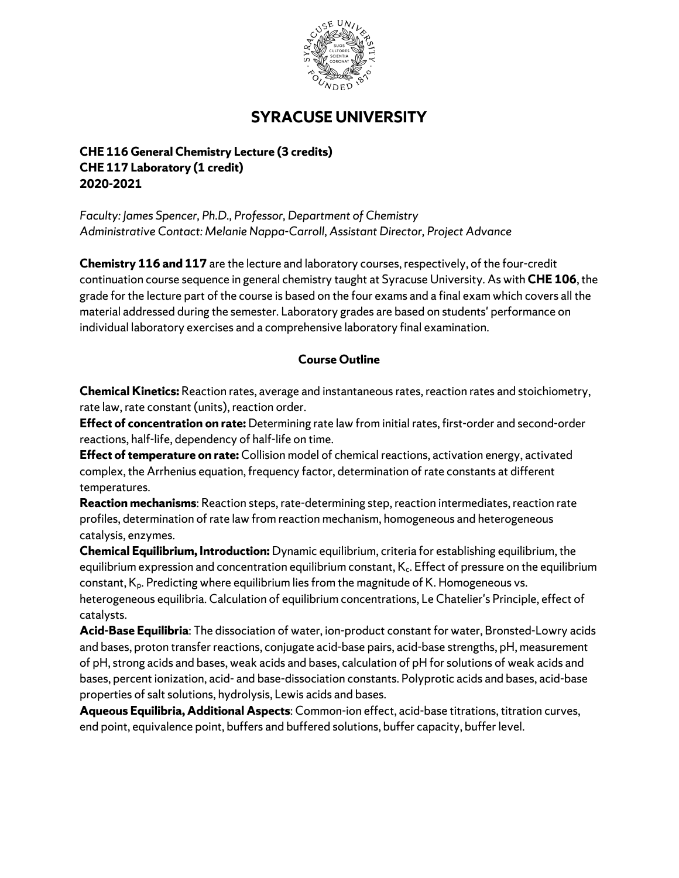# SYRACUSE UNIVERSITY

**CHE 116 General Chemistry Lecture (3 credits)**
**CHE 117 Laboratory (1 credit)**
**2020-2021**

*Faculty: James Spencer, Ph.D., Professor, Department of Chemistry*
*Administrative Contact: Melanie Nappa-Carroll, Assistant Director, Project Advance*

**Chemistry 116 and 117** are the lecture and laboratory courses, respectively, of the four-credit continuation course sequence in general chemistry taught at Syracuse University. As with **CHE 106**, the grade for the lecture part of the course is based on the four exams and a final exam which covers all the material addressed during the semester. Laboratory grades are based on students' performance on individual laboratory exercises and a comprehensive laboratory final examination.

## Course Outline

**Chemical Kinetics:** Reaction rates, average and instantaneous rates, reaction rates and stoichiometry, rate law, rate constant (units), reaction order.

**Effect of concentration on rate:** Determining rate law from initial rates, first-order and second-order reactions, half-life, dependency of half-life on time.

**Effect of temperature on rate:** Collision model of chemical reactions, activation energy, activated complex, the Arrhenius equation, frequency factor, determination of rate constants at different temperatures.

**Reaction mechanisms**: Reaction steps, rate-determining step, reaction intermediates, reaction rate profiles, determination of rate law from reaction mechanism, homogeneous and heterogeneous catalysis, enzymes.

**Chemical Equilibrium, Introduction:** Dynamic equilibrium, criteria for establishing equilibrium, the equilibrium expression and concentration equilibrium constant, $K_c$. Effect of pressure on the equilibrium constant, $K_p$. Predicting where equilibrium lies from the magnitude of K. Homogeneous vs. heterogeneous equilibria. Calculation of equilibrium concentrations, Le Chatelier's Principle, effect of catalysts.

**Acid-Base Equilibria**: The dissociation of water, ion-product constant for water, Bronsted-Lowry acids and bases, proton transfer reactions, conjugate acid-base pairs, acid-base strengths, pH, measurement of pH, strong acids and bases, weak acids and bases, calculation of pH for solutions of weak acids and bases, percent ionization, acid- and base-dissociation constants. Polyprotic acids and bases, acid-base properties of salt solutions, hydrolysis, Lewis acids and bases.

**Aqueous Equilibria, Additional Aspects**: Common-ion effect, acid-base titrations, titration curves, end point, equivalence point, buffers and buffered solutions, buffer capacity, buffer level.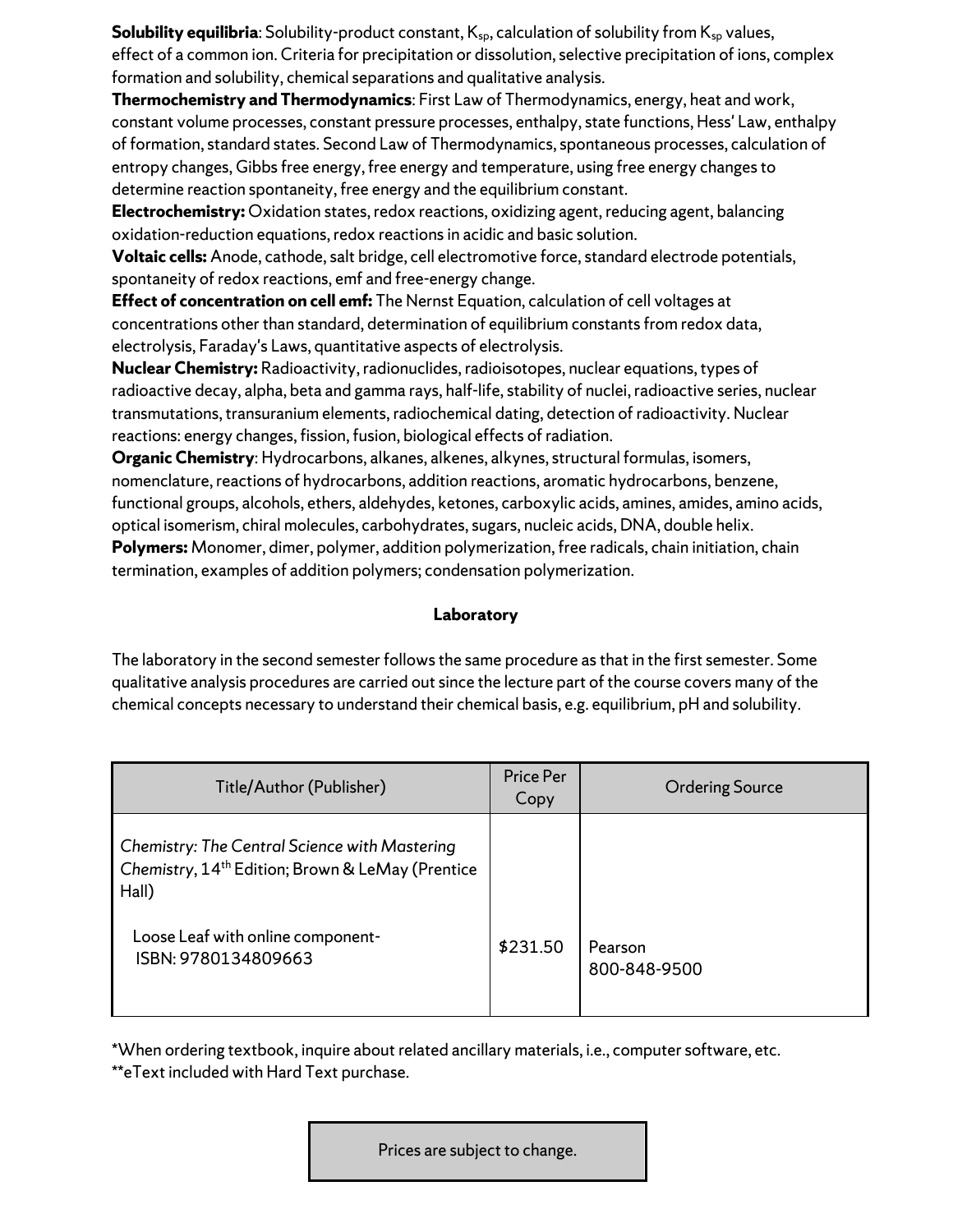**Solubility equilibria**: Solubility-product constant, $K_{sp}$, calculation of solubility from $K_{sp}$ values, effect of a common ion. Criteria for precipitation or dissolution, selective precipitation of ions, complex formation and solubility, chemical separations and qualitative analysis.

**Thermochemistry and Thermodynamics**: First Law of Thermodynamics, energy, heat and work, constant volume processes, constant pressure processes, enthalpy, state functions, Hess' Law, enthalpy of formation, standard states. Second Law of Thermodynamics, spontaneous processes, calculation of entropy changes, Gibbs free energy, free energy and temperature, using free energy changes to determine reaction spontaneity, free energy and the equilibrium constant.

**Electrochemistry:** Oxidation states, redox reactions, oxidizing agent, reducing agent, balancing oxidation-reduction equations, redox reactions in acidic and basic solution.

**Voltaic cells:** Anode, cathode, salt bridge, cell electromotive force, standard electrode potentials, spontaneity of redox reactions, emf and free-energy change.

**Effect of concentration on cell emf:** The Nernst Equation, calculation of cell voltages at concentrations other than standard, determination of equilibrium constants from redox data, electrolysis, Faraday's Laws, quantitative aspects of electrolysis.

**Nuclear Chemistry:** Radioactivity, radionuclides, radioisotopes, nuclear equations, types of radioactive decay, alpha, beta and gamma rays, half-life, stability of nuclei, radioactive series, nuclear transmutations, transuranium elements, radiochemical dating, detection of radioactivity. Nuclear reactions: energy changes, fission, fusion, biological effects of radiation.

**Organic Chemistry**: Hydrocarbons, alkanes, alkenes, alkynes, structural formulas, isomers, nomenclature, reactions of hydrocarbons, addition reactions, aromatic hydrocarbons, benzene, functional groups, alcohols, ethers, aldehydes, ketones, carboxylic acids, amines, amides, amino acids, optical isomerism, chiral molecules, carbohydrates, sugars, nucleic acids, DNA, double helix.

**Polymers:** Monomer, dimer, polymer, addition polymerization, free radicals, chain initiation, chain termination, examples of addition polymers; condensation polymerization.

## Laboratory

The laboratory in the second semester follows the same procedure as that in the first semester. Some qualitative analysis procedures are carried out since the lecture part of the course covers many of the chemical concepts necessary to understand their chemical basis, e.g. equilibrium, pH and solubility.

| Title/Author (Publisher) | Price Per Copy | Ordering Source |
|---|---|---|
| *Chemistry: The Central Science with Mastering Chemistry*, 14th Edition; Brown & LeMay (Prentice Hall)<br><br>Loose Leaf with online component- ISBN: 9780134809663 | $231.50 | Pearson 800-848-9500 |

*When ordering textbook, inquire about related ancillary materials, i.e., computer software, etc.
**eText included with Hard Text purchase.

Prices are subject to change.